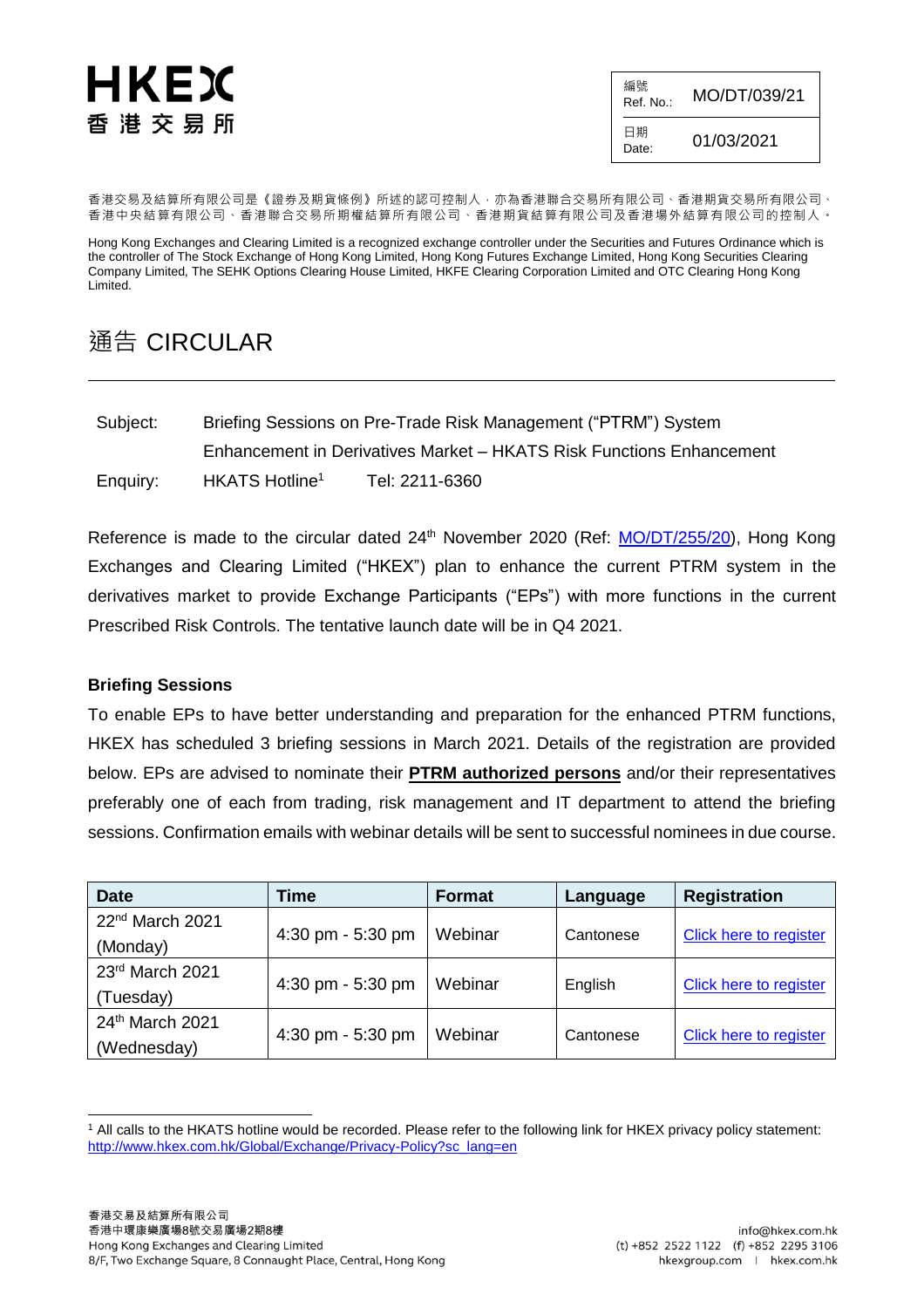# HKEX
# 香 港 交 易 所

| | |
|---|---|
| 編號 Ref. No.: | MO/DT/039/21 |
| 日期 Date: | 01/03/2021 |

香港交易及結算所有限公司是《證券及期貨條例》所述的認可控制人，亦為香港聯合交易所有限公司、香港期貨交易所有限公司、香港中央結算有限公司、香港聯合交易所期權結算所有限公司、香港期貨結算有限公司及香港場外結算有限公司的控制人。

Hong Kong Exchanges and Clearing Limited is a recognized exchange controller under the Securities and Futures Ordinance which is the controller of The Stock Exchange of Hong Kong Limited, Hong Kong Futures Exchange Limited, Hong Kong Securities Clearing Company Limited, The SEHK Options Clearing House Limited, HKFE Clearing Corporation Limited and OTC Clearing Hong Kong Limited.

# 通告 CIRCULAR

| | | |
|---|---|---|
| Subject: | Briefing Sessions on Pre-Trade Risk Management ("PTRM") System Enhancement in Derivatives Market – HKATS Risk Functions Enhancement | |
| Enquiry: | HKATS Hotline[1] | Tel: 2211-6360 |

Reference is made to the circular dated 24th November 2020 (Ref: MO/DT/255/20), Hong Kong Exchanges and Clearing Limited ("HKEX") plan to enhance the current PTRM system in the derivatives market to provide Exchange Participants ("EPs") with more functions in the current Prescribed Risk Controls. The tentative launch date will be in Q4 2021.

**Briefing Sessions**

To enable EPs to have better understanding and preparation for the enhanced PTRM functions, HKEX has scheduled 3 briefing sessions in March 2021. Details of the registration are provided below. EPs are advised to nominate their **PTRM authorized persons** and/or their representatives preferably one of each from trading, risk management and IT department to attend the briefing sessions. Confirmation emails with webinar details will be sent to successful nominees in due course.

| Date | Time | Format | Language | Registration |
|---|---|---|---|---|
| 22nd March 2021 (Monday) | 4:30 pm - 5:30 pm | Webinar | Cantonese | Click here to register |
| 23rd March 2021 (Tuesday) | 4:30 pm - 5:30 pm | Webinar | English | Click here to register |
| 24th March 2021 (Wednesday) | 4:30 pm - 5:30 pm | Webinar | Cantonese | Click here to register |

[1] All calls to the HKATS hotline would be recorded. Please refer to the following link for HKEX privacy policy statement: http://www.hkex.com.hk/Global/Exchange/Privacy-Policy?sc_lang=en

香港交易及結算所有限公司
香港中環康樂廣場8號交易廣場2期8樓
Hong Kong Exchanges and Clearing Limited
8/F, Two Exchange Square, 8 Connaught Place, Central, Hong Kong

info@hkex.com.hk
(t) +852 2522 1122 (f) +852 2295 3106
hkexgroup.com | hkex.com.hk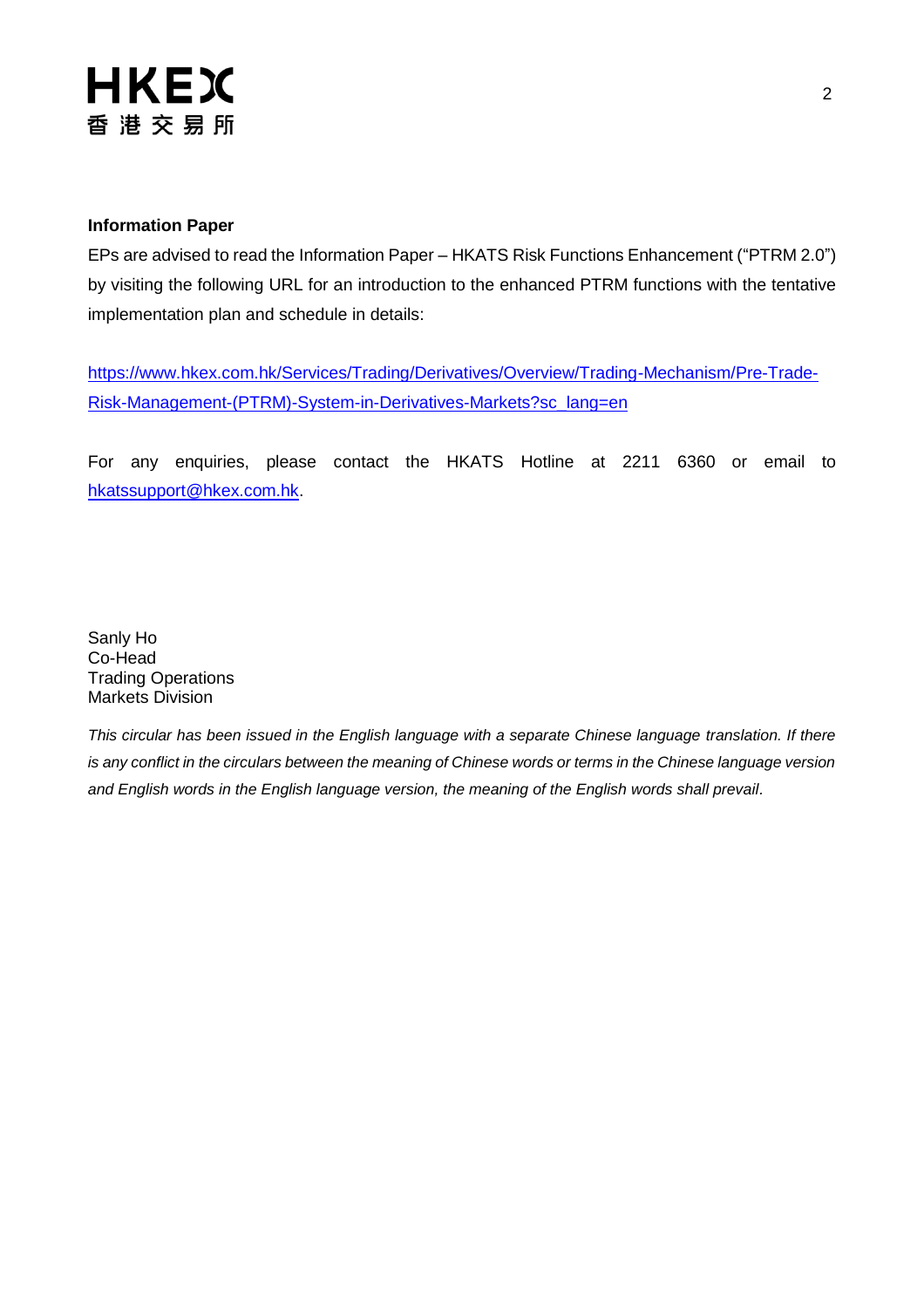**Information Paper**

EPs are advised to read the Information Paper – HKATS Risk Functions Enhancement ("PTRM 2.0") by visiting the following URL for an introduction to the enhanced PTRM functions with the tentative implementation plan and schedule in details:

[https://www.hkex.com.hk/Services/Trading/Derivatives/Overview/Trading-Mechanism/Pre-Trade-Risk-Management-(PTRM)-System-in-Derivatives-Markets?sc_lang=en](https://www.hkex.com.hk/Services/Trading/Derivatives/Overview/Trading-Mechanism/Pre-Trade-Risk-Management-(PTRM)-System-in-Derivatives-Markets?sc_lang=en)

For any enquiries, please contact the HKATS Hotline at 2211 6360 or email to [hkatssupport@hkex.com.hk](mailto:hkatssupport@hkex.com.hk).

Sanly Ho
Co-Head
Trading Operations
Markets Division

*This circular has been issued in the English language with a separate Chinese language translation. If there is any conflict in the circulars between the meaning of Chinese words or terms in the Chinese language version and English words in the English language version, the meaning of the English words shall prevail.*